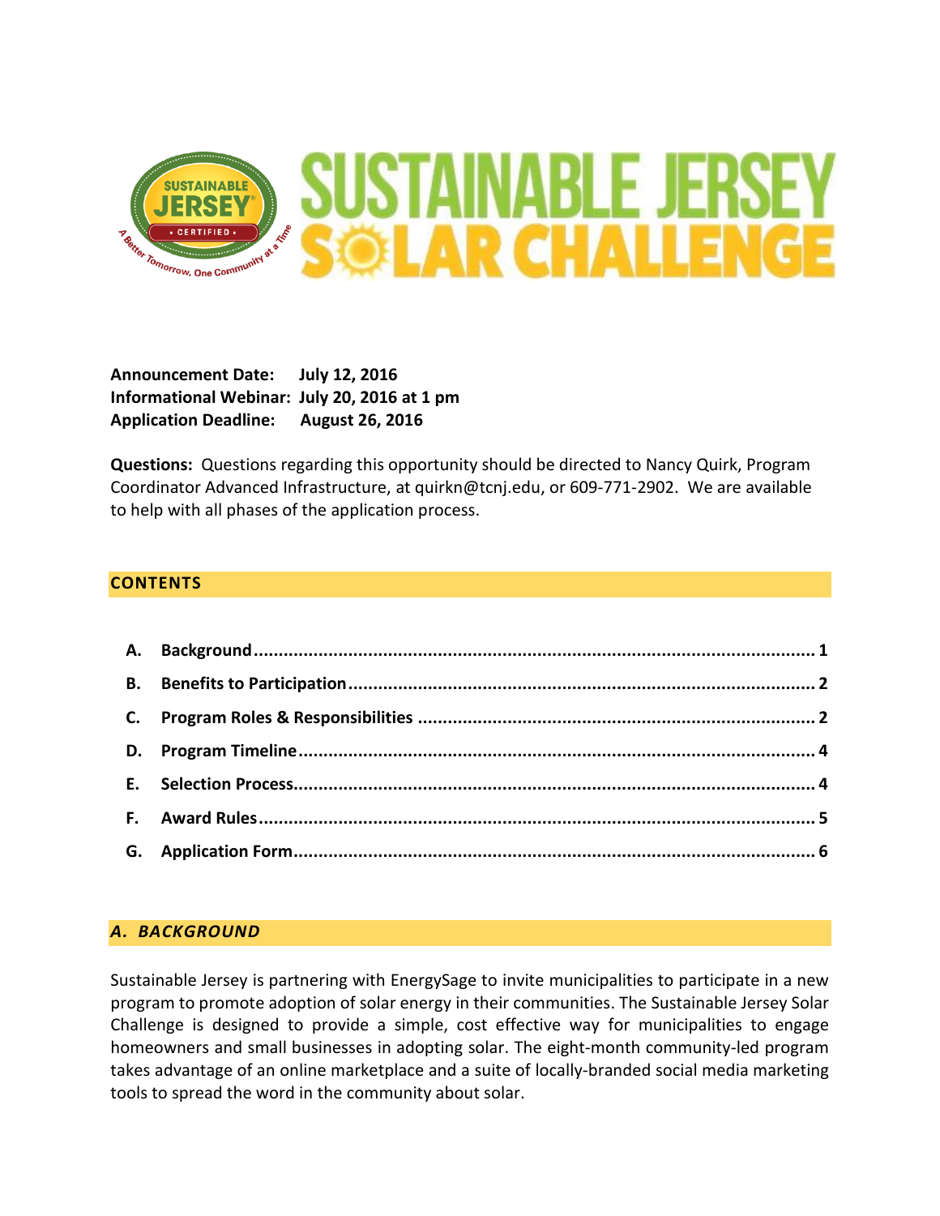# SUSTAINABLE JERSEY SOLAR CHALLENGE

**Announcement Date:** July 12, 2016
**Informational Webinar:** July 20, 2016 at 1 pm
**Application Deadline:** August 26, 2016

**Questions:** Questions regarding this opportunity should be directed to Nancy Quirk, Program Coordinator Advanced Infrastructure, at quirkn@tcnj.edu, or 609-771-2902. We are available to help with all phases of the application process.

## CONTENTS

- A. Background ..... 1
- B. Benefits to Participation ..... 2
- C. Program Roles & Responsibilities ..... 2
- D. Program Timeline ..... 4
- E. Selection Process ..... 4
- F. Award Rules ..... 5
- G. Application Form ..... 6

## *A. BACKGROUND*

Sustainable Jersey is partnering with EnergySage to invite municipalities to participate in a new program to promote adoption of solar energy in their communities. The Sustainable Jersey Solar Challenge is designed to provide a simple, cost effective way for municipalities to engage homeowners and small businesses in adopting solar. The eight-month community-led program takes advantage of an online marketplace and a suite of locally-branded social media marketing tools to spread the word in the community about solar.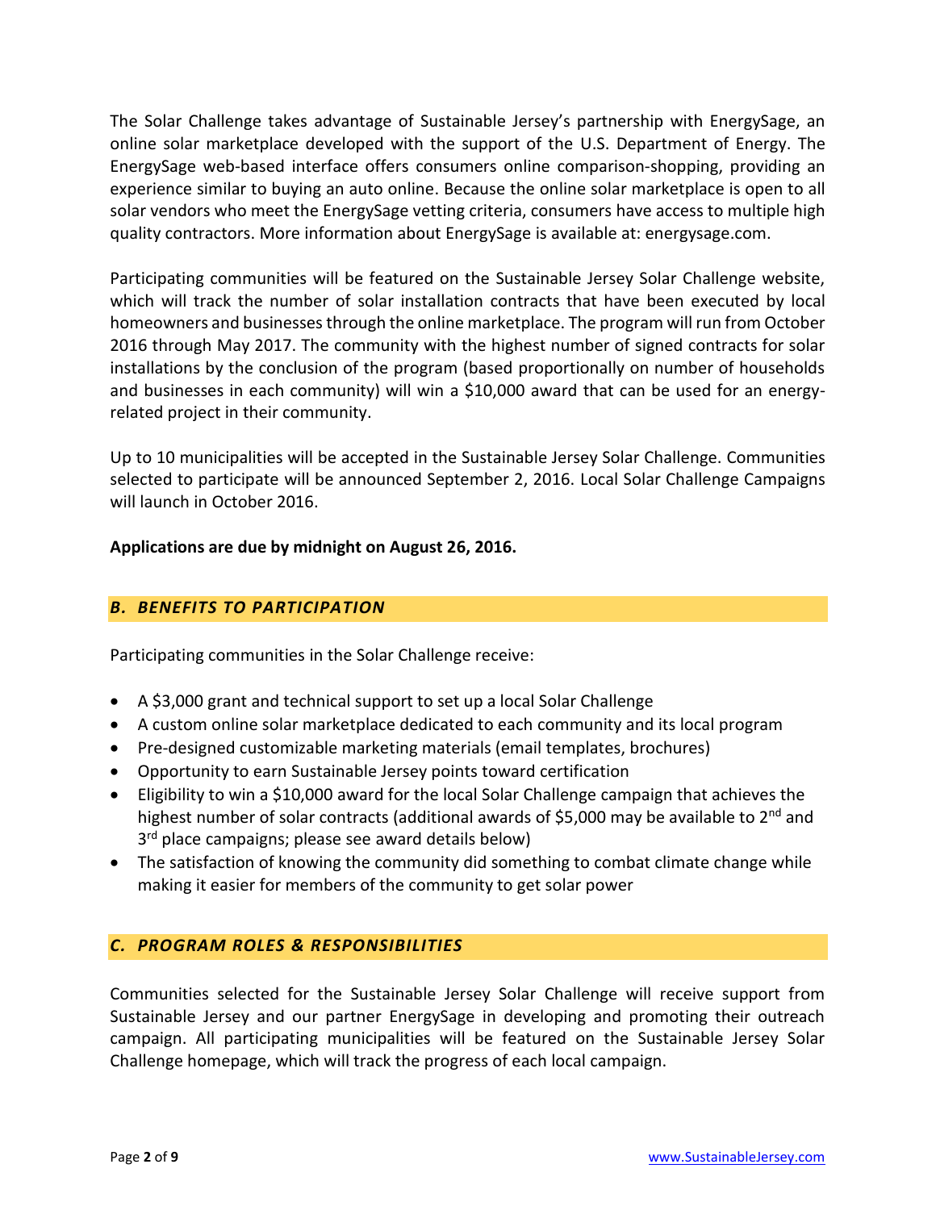The Solar Challenge takes advantage of Sustainable Jersey's partnership with EnergySage, an online solar marketplace developed with the support of the U.S. Department of Energy. The EnergySage web-based interface offers consumers online comparison-shopping, providing an experience similar to buying an auto online. Because the online solar marketplace is open to all solar vendors who meet the EnergySage vetting criteria, consumers have access to multiple high quality contractors. More information about EnergySage is available at: energysage.com.

Participating communities will be featured on the Sustainable Jersey Solar Challenge website, which will track the number of solar installation contracts that have been executed by local homeowners and businesses through the online marketplace. The program will run from October 2016 through May 2017. The community with the highest number of signed contracts for solar installations by the conclusion of the program (based proportionally on number of households and businesses in each community) will win a $10,000 award that can be used for an energy-related project in their community.

Up to 10 municipalities will be accepted in the Sustainable Jersey Solar Challenge. Communities selected to participate will be announced September 2, 2016. Local Solar Challenge Campaigns will launch in October 2016.

**Applications are due by midnight on August 26, 2016.**

## *B. BENEFITS TO PARTICIPATION*

Participating communities in the Solar Challenge receive:

- A $3,000 grant and technical support to set up a local Solar Challenge
- A custom online solar marketplace dedicated to each community and its local program
- Pre-designed customizable marketing materials (email templates, brochures)
- Opportunity to earn Sustainable Jersey points toward certification
- Eligibility to win a $10,000 award for the local Solar Challenge campaign that achieves the highest number of solar contracts (additional awards of $5,000 may be available to 2nd and 3rd place campaigns; please see award details below)
- The satisfaction of knowing the community did something to combat climate change while making it easier for members of the community to get solar power

## *C. PROGRAM ROLES & RESPONSIBILITIES*

Communities selected for the Sustainable Jersey Solar Challenge will receive support from Sustainable Jersey and our partner EnergySage in developing and promoting their outreach campaign. All participating municipalities will be featured on the Sustainable Jersey Solar Challenge homepage, which will track the progress of each local campaign.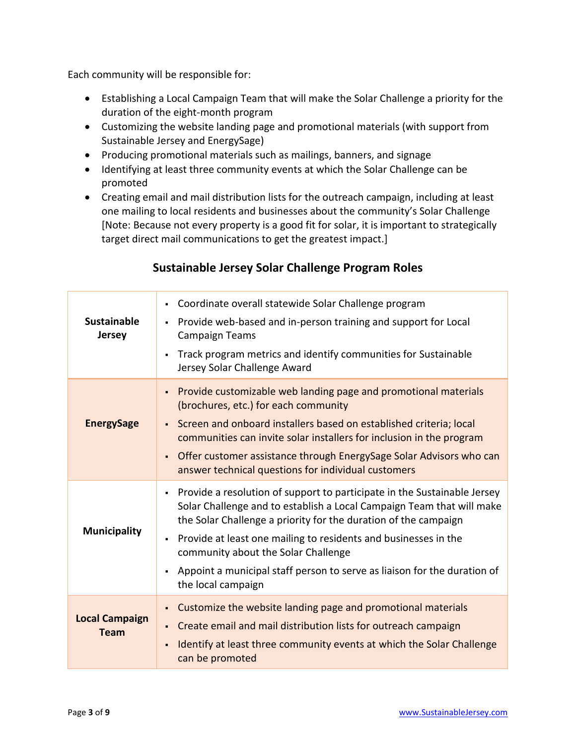Each community will be responsible for:

- Establishing a Local Campaign Team that will make the Solar Challenge a priority for the duration of the eight-month program
- Customizing the website landing page and promotional materials (with support from Sustainable Jersey and EnergySage)
- Producing promotional materials such as mailings, banners, and signage
- Identifying at least three community events at which the Solar Challenge can be promoted
- Creating email and mail distribution lists for the outreach campaign, including at least one mailing to local residents and businesses about the community's Solar Challenge [Note: Because not every property is a good fit for solar, it is important to strategically target direct mail communications to get the greatest impact.]

## Sustainable Jersey Solar Challenge Program Roles

| | |
|---|---|
| **Sustainable Jersey** | ▪ Coordinate overall statewide Solar Challenge program<br>▪ Provide web-based and in-person training and support for Local Campaign Teams<br>▪ Track program metrics and identify communities for Sustainable Jersey Solar Challenge Award |
| **EnergySage** | ▪ Provide customizable web landing page and promotional materials (brochures, etc.) for each community<br>▪ Screen and onboard installers based on established criteria; local communities can invite solar installers for inclusion in the program<br>▪ Offer customer assistance through EnergySage Solar Advisors who can answer technical questions for individual customers |
| **Municipality** | ▪ Provide a resolution of support to participate in the Sustainable Jersey Solar Challenge and to establish a Local Campaign Team that will make the Solar Challenge a priority for the duration of the campaign<br>▪ Provide at least one mailing to residents and businesses in the community about the Solar Challenge<br>▪ Appoint a municipal staff person to serve as liaison for the duration of the local campaign |
| **Local Campaign Team** | ▪ Customize the website landing page and promotional materials<br>▪ Create email and mail distribution lists for outreach campaign<br>▪ Identify at least three community events at which the Solar Challenge can be promoted |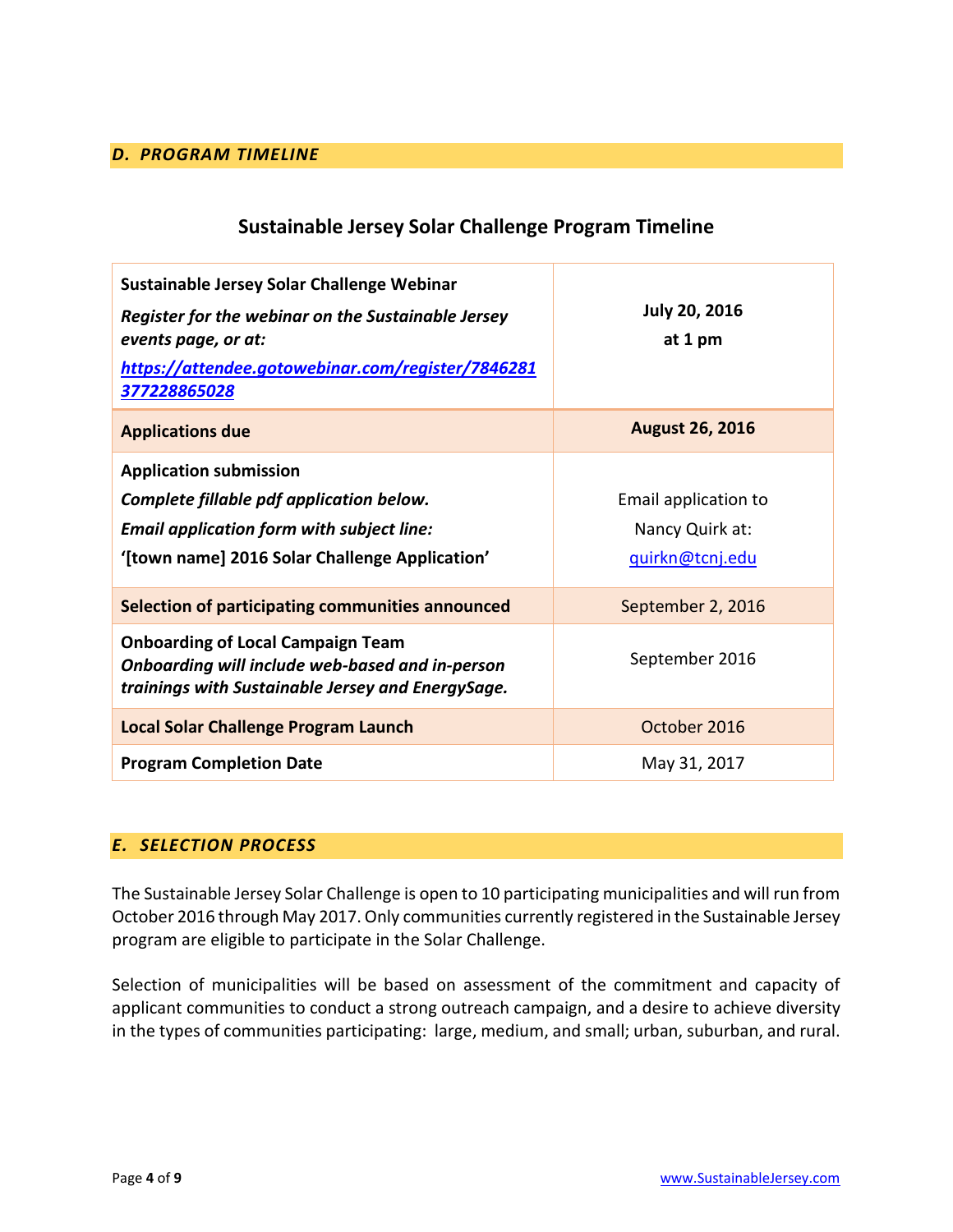## *D. PROGRAM TIMELINE*

### Sustainable Jersey Solar Challenge Program Timeline

| | |
|---|---|
| **Sustainable Jersey Solar Challenge Webinar**<br>***Register for the webinar on the Sustainable Jersey events page, or at:***<br>***https://attendee.gotowebinar.com/register/7846281377228865028*** | **July 20, 2016 at 1 pm** |
| **Applications due** | **August 26, 2016** |
| **Application submission**<br>***Complete fillable pdf application below.***<br>***Email application form with subject line:***<br>**'[town name] 2016 Solar Challenge Application'** | Email application to Nancy Quirk at: quirkn@tcnj.edu |
| **Selection of participating communities announced** | September 2, 2016 |
| **Onboarding of Local Campaign Team**<br>***Onboarding will include web-based and in-person trainings with Sustainable Jersey and EnergySage.*** | September 2016 |
| **Local Solar Challenge Program Launch** | October 2016 |
| **Program Completion Date** | May 31, 2017 |

## *E. SELECTION PROCESS*

The Sustainable Jersey Solar Challenge is open to 10 participating municipalities and will run from October 2016 through May 2017. Only communities currently registered in the Sustainable Jersey program are eligible to participate in the Solar Challenge.

Selection of municipalities will be based on assessment of the commitment and capacity of applicant communities to conduct a strong outreach campaign, and a desire to achieve diversity in the types of communities participating: large, medium, and small; urban, suburban, and rural.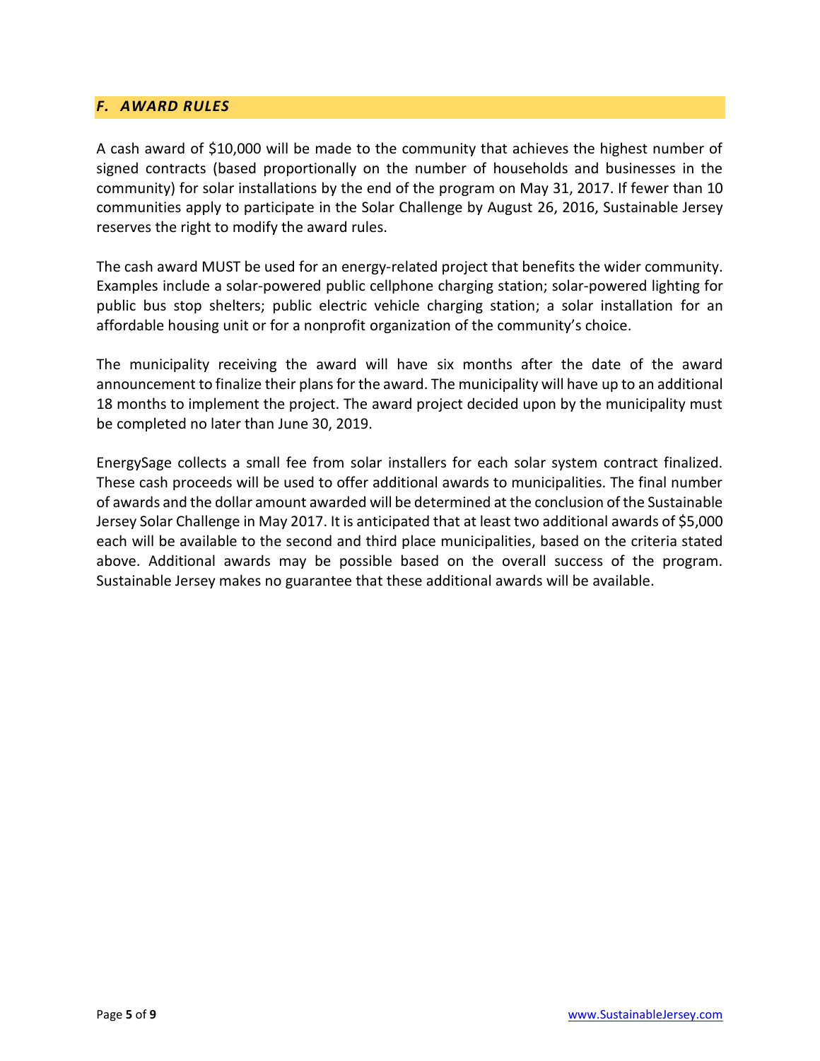## *F. AWARD RULES*

A cash award of $10,000 will be made to the community that achieves the highest number of signed contracts (based proportionally on the number of households and businesses in the community) for solar installations by the end of the program on May 31, 2017. If fewer than 10 communities apply to participate in the Solar Challenge by August 26, 2016, Sustainable Jersey reserves the right to modify the award rules.

The cash award MUST be used for an energy-related project that benefits the wider community. Examples include a solar-powered public cellphone charging station; solar-powered lighting for public bus stop shelters; public electric vehicle charging station; a solar installation for an affordable housing unit or for a nonprofit organization of the community's choice.

The municipality receiving the award will have six months after the date of the award announcement to finalize their plans for the award. The municipality will have up to an additional 18 months to implement the project. The award project decided upon by the municipality must be completed no later than June 30, 2019.

EnergySage collects a small fee from solar installers for each solar system contract finalized. These cash proceeds will be used to offer additional awards to municipalities. The final number of awards and the dollar amount awarded will be determined at the conclusion of the Sustainable Jersey Solar Challenge in May 2017. It is anticipated that at least two additional awards of $5,000 each will be available to the second and third place municipalities, based on the criteria stated above. Additional awards may be possible based on the overall success of the program. Sustainable Jersey makes no guarantee that these additional awards will be available.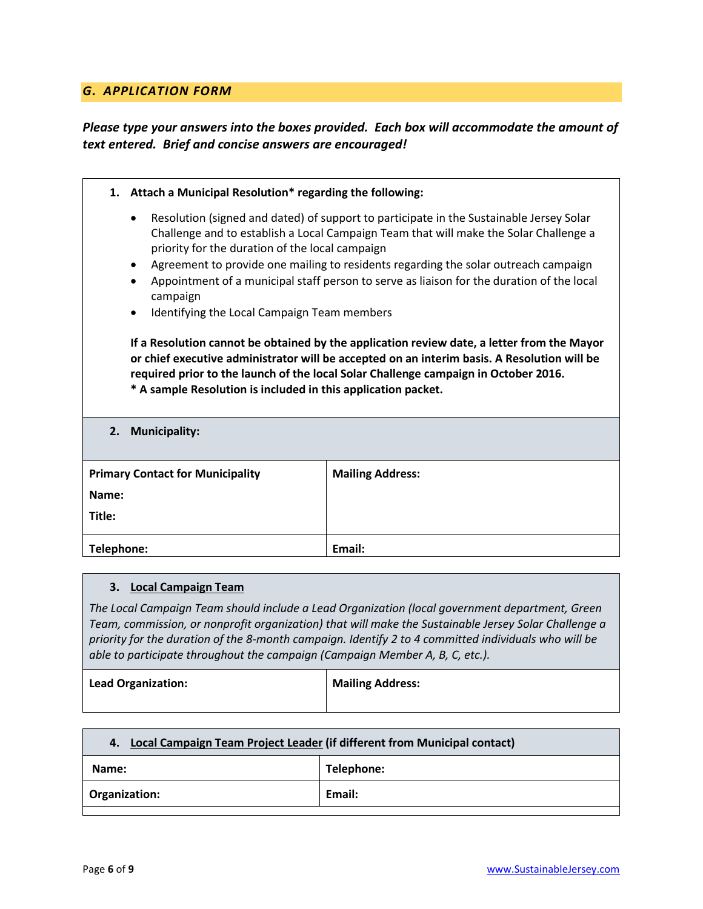## *G. APPLICATION FORM*

***Please type your answers into the boxes provided. Each box will accommodate the amount of text entered. Brief and concise answers are encouraged!***

**1. Attach a Municipal Resolution* regarding the following:**

- Resolution (signed and dated) of support to participate in the Sustainable Jersey Solar Challenge and to establish a Local Campaign Team that will make the Solar Challenge a priority for the duration of the local campaign
- Agreement to provide one mailing to residents regarding the solar outreach campaign
- Appointment of a municipal staff person to serve as liaison for the duration of the local campaign
- Identifying the Local Campaign Team members

**If a Resolution cannot be obtained by the application review date, a letter from the Mayor or chief executive administrator will be accepted on an interim basis. A Resolution will be required prior to the launch of the local Solar Challenge campaign in October 2016.**
**\* A sample Resolution is included in this application packet.**

| **2. Municipality:** | |
|---|---|
| **Primary Contact for Municipality**<br>**Name:**<br>**Title:** | **Mailing Address:** |
| **Telephone:** | **Email:** |

**3. <u>Local Campaign Team</u>**

*The Local Campaign Team should include a Lead Organization (local government department, Green Team, commission, or nonprofit organization) that will make the Sustainable Jersey Solar Challenge a priority for the duration of the 8-month campaign. Identify 2 to 4 committed individuals who will be able to participate throughout the campaign (Campaign Member A, B, C, etc.).*

| **Lead Organization:** | **Mailing Address:** |
|---|---|

| **4. <u>Local Campaign Team Project Leader</u> (if different from Municipal contact)** | |
|---|---|
| **Name:** | **Telephone:** |
| **Organization:** | **Email:** |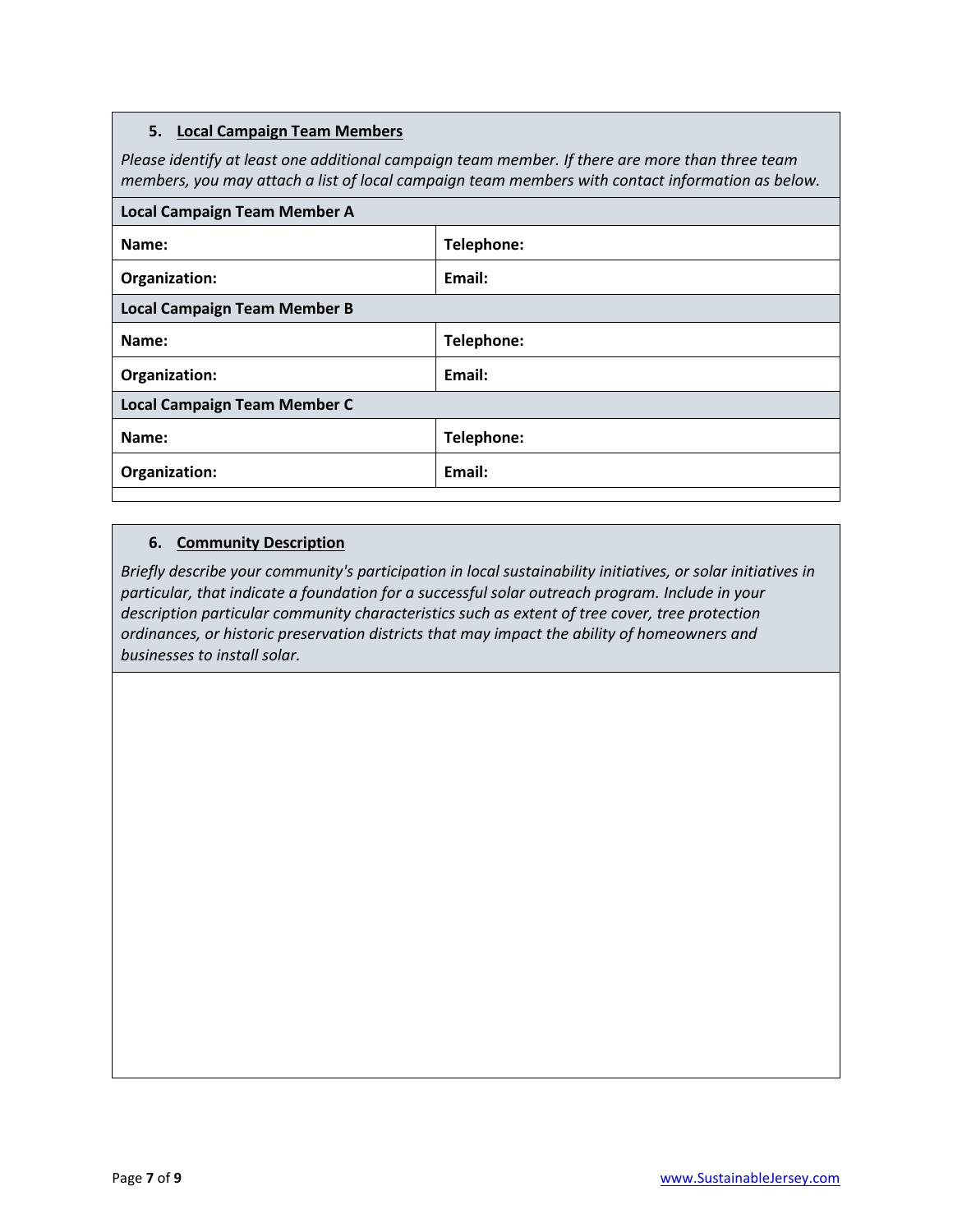### 5. <u>Local Campaign Team Members</u>

*Please identify at least one additional campaign team member. If there are more than three team members, you may attach a list of local campaign team members with contact information as below.*

| **Local Campaign Team Member A** | |
|---|---|
| **Name:** | **Telephone:** |
| **Organization:** | **Email:** |
| **Local Campaign Team Member B** | |
| **Name:** | **Telephone:** |
| **Organization:** | **Email:** |
| **Local Campaign Team Member C** | |
| **Name:** | **Telephone:** |
| **Organization:** | **Email:** |

### 6. <u>Community Description</u>

*Briefly describe your community's participation in local sustainability initiatives, or solar initiatives in particular, that indicate a foundation for a successful solar outreach program. Include in your description particular community characteristics such as extent of tree cover, tree protection ordinances, or historic preservation districts that may impact the ability of homeowners and businesses to install solar.*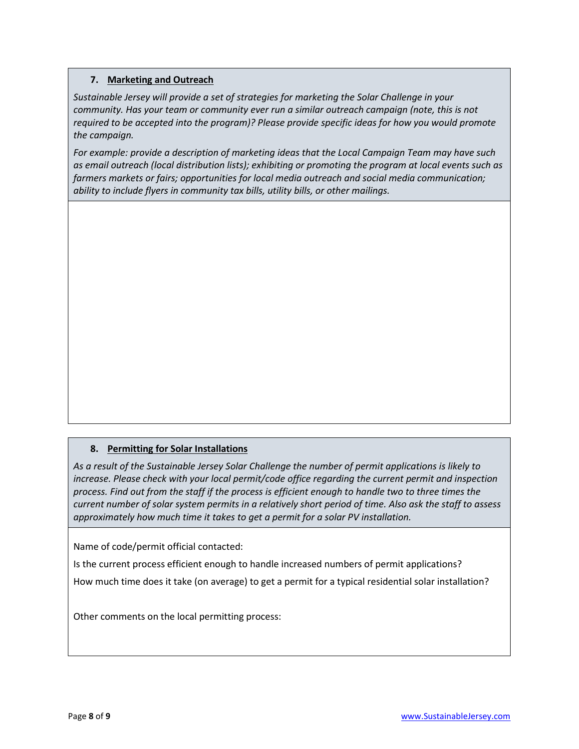### 7. Marketing and Outreach

*Sustainable Jersey will provide a set of strategies for marketing the Solar Challenge in your community. Has your team or community ever run a similar outreach campaign (note, this is not required to be accepted into the program)? Please provide specific ideas for how you would promote the campaign.*

*For example: provide a description of marketing ideas that the Local Campaign Team may have such as email outreach (local distribution lists); exhibiting or promoting the program at local events such as farmers markets or fairs; opportunities for local media outreach and social media communication; ability to include flyers in community tax bills, utility bills, or other mailings.*

### 8. Permitting for Solar Installations

*As a result of the Sustainable Jersey Solar Challenge the number of permit applications is likely to increase. Please check with your local permit/code office regarding the current permit and inspection process. Find out from the staff if the process is efficient enough to handle two to three times the current number of solar system permits in a relatively short period of time. Also ask the staff to assess approximately how much time it takes to get a permit for a solar PV installation.*

Name of code/permit official contacted:

Is the current process efficient enough to handle increased numbers of permit applications?

How much time does it take (on average) to get a permit for a typical residential solar installation?

Other comments on the local permitting process: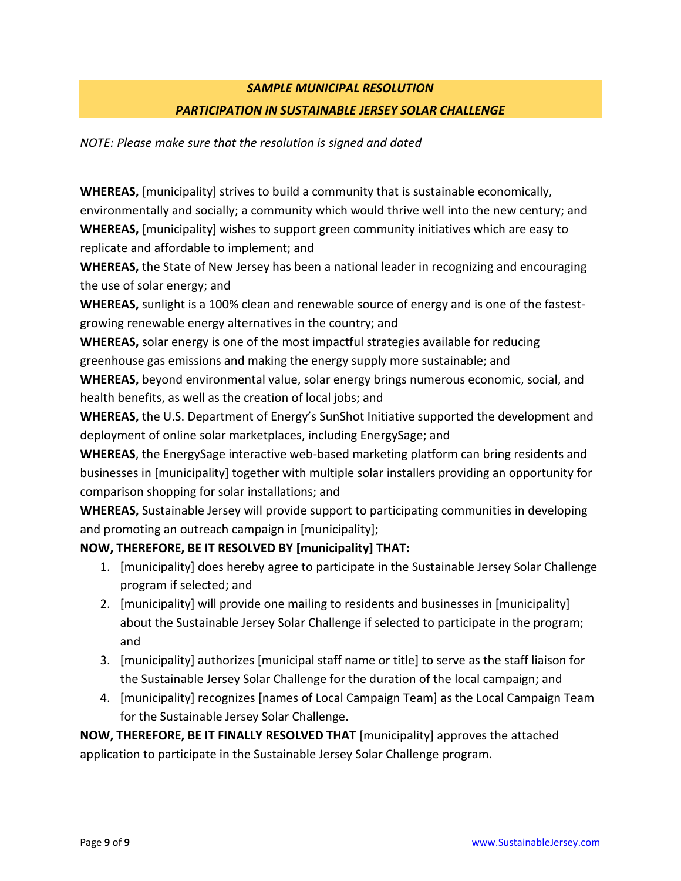***SAMPLE MUNICIPAL RESOLUTION***

***PARTICIPATION IN SUSTAINABLE JERSEY SOLAR CHALLENGE***

*NOTE: Please make sure that the resolution is signed and dated*

**WHEREAS,** [municipality] strives to build a community that is sustainable economically, environmentally and socially; a community which would thrive well into the new century; and

**WHEREAS,** [municipality] wishes to support green community initiatives which are easy to replicate and affordable to implement; and

**WHEREAS,** the State of New Jersey has been a national leader in recognizing and encouraging the use of solar energy; and

**WHEREAS,** sunlight is a 100% clean and renewable source of energy and is one of the fastest-growing renewable energy alternatives in the country; and

**WHEREAS,** solar energy is one of the most impactful strategies available for reducing greenhouse gas emissions and making the energy supply more sustainable; and

**WHEREAS,** beyond environmental value, solar energy brings numerous economic, social, and health benefits, as well as the creation of local jobs; and

**WHEREAS,** the U.S. Department of Energy's SunShot Initiative supported the development and deployment of online solar marketplaces, including EnergySage; and

**WHEREAS**, the EnergySage interactive web-based marketing platform can bring residents and businesses in [municipality] together with multiple solar installers providing an opportunity for comparison shopping for solar installations; and

**WHEREAS,** Sustainable Jersey will provide support to participating communities in developing and promoting an outreach campaign in [municipality];

**NOW, THEREFORE, BE IT RESOLVED BY [municipality] THAT:**

1. [municipality] does hereby agree to participate in the Sustainable Jersey Solar Challenge program if selected; and
2. [municipality] will provide one mailing to residents and businesses in [municipality] about the Sustainable Jersey Solar Challenge if selected to participate in the program; and
3. [municipality] authorizes [municipal staff name or title] to serve as the staff liaison for the Sustainable Jersey Solar Challenge for the duration of the local campaign; and
4. [municipality] recognizes [names of Local Campaign Team] as the Local Campaign Team for the Sustainable Jersey Solar Challenge.

**NOW, THEREFORE, BE IT FINALLY RESOLVED THAT** [municipality] approves the attached application to participate in the Sustainable Jersey Solar Challenge program.